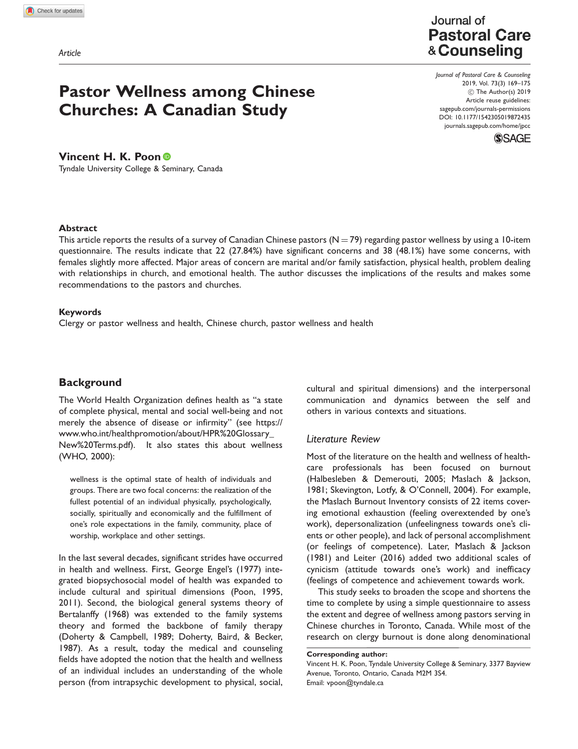Article

# Pastor Wellness among Chinese Churches: A Canadian Study

**Vincent H. K. Poon**

Tyndale University College & Seminary, Canada

Journal of Pastoral Care & Counseling
2019, Vol. 73(3) 169–175
© The Author(s) 2019
Article reuse guidelines:
sagepub.com/journals-permissions
DOI: 10.1177/1542305019872435
journals.sagepub.com/home/jpcc

### Abstract

This article reports the results of a survey of Canadian Chinese pastors (N = 79) regarding pastor wellness by using a 10-item questionnaire. The results indicate that 22 (27.84%) have significant concerns and 38 (48.1%) have some concerns, with females slightly more affected. Major areas of concern are marital and/or family satisfaction, physical health, problem dealing with relationships in church, and emotional health. The author discusses the implications of the results and makes some recommendations to the pastors and churches.

### Keywords

Clergy or pastor wellness and health, Chinese church, pastor wellness and health

## Background

The World Health Organization defines health as "a state of complete physical, mental and social well-being and not merely the absence of disease or infirmity" (see https://www.who.int/healthpromotion/about/HPR%20Glossary_New%20Terms.pdf). It also states this about wellness (WHO, 2000):

> wellness is the optimal state of health of individuals and groups. There are two focal concerns: the realization of the fullest potential of an individual physically, psychologically, socially, spiritually and economically and the fulfillment of one's role expectations in the family, community, place of worship, workplace and other settings.

In the last several decades, significant strides have occurred in health and wellness. First, George Engel's (1977) integrated biopsychosocial model of health was expanded to include cultural and spiritual dimensions (Poon, 1995, 2011). Second, the biological general systems theory of Bertalanffy (1968) was extended to the family systems theory and formed the backbone of family therapy (Doherty & Campbell, 1989; Doherty, Baird, & Becker, 1987). As a result, today the medical and counseling fields have adopted the notion that the health and wellness of an individual includes an understanding of the whole person (from intrapsychic development to physical, social, cultural and spiritual dimensions) and the interpersonal communication and dynamics between the self and others in various contexts and situations.

### *Literature Review*

Most of the literature on the health and wellness of health-care professionals has been focused on burnout (Halbesleben & Demerouti, 2005; Maslach & Jackson, 1981; Skevington, Lotfy, & O'Connell, 2004). For example, the Maslach Burnout Inventory consists of 22 items covering emotional exhaustion (feeling overextended by one's work), depersonalization (unfeelingness towards one's clients or other people), and lack of personal accomplishment (or feelings of competence). Later, Maslach & Jackson (1981) and Leiter (2016) added two additional scales of cynicism (attitude towards one's work) and inefficacy (feelings of competence and achievement towards work.

This study seeks to broaden the scope and shortens the time to complete by using a simple questionnaire to assess the extent and degree of wellness among pastors serving in Chinese churches in Toronto, Canada. While most of the research on clergy burnout is done along denominational

**Corresponding author:**
Vincent H. K. Poon, Tyndale University College & Seminary, 3377 Bayview Avenue, Toronto, Ontario, Canada M2M 3S4.
Email: vpoon@tyndale.ca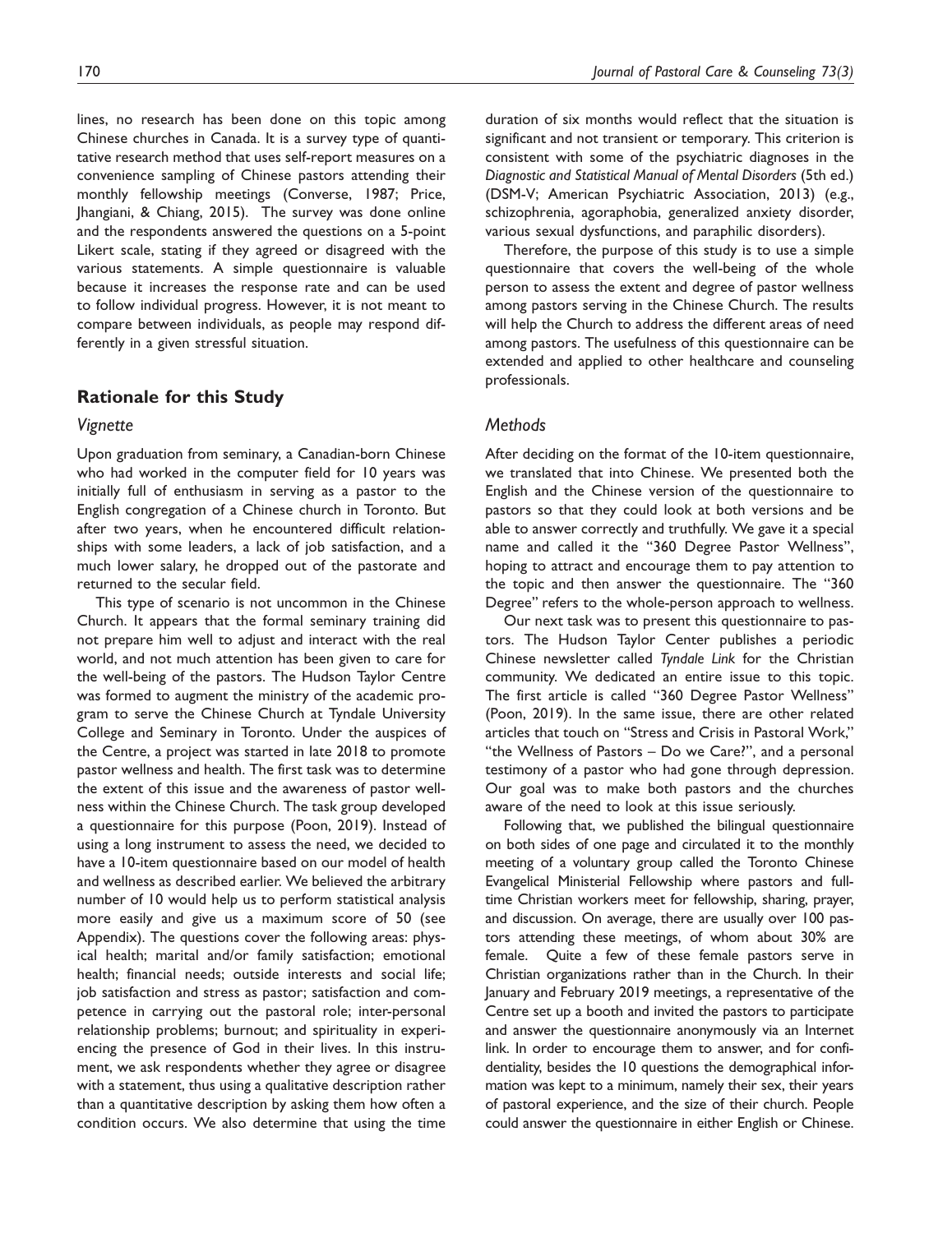lines, no research has been done on this topic among Chinese churches in Canada. It is a survey type of quantitative research method that uses self-report measures on a convenience sampling of Chinese pastors attending their monthly fellowship meetings (Converse, 1987; Price, Jhangiani, & Chiang, 2015). The survey was done online and the respondents answered the questions on a 5-point Likert scale, stating if they agreed or disagreed with the various statements. A simple questionnaire is valuable because it increases the response rate and can be used to follow individual progress. However, it is not meant to compare between individuals, as people may respond differently in a given stressful situation.

## Rationale for this Study

### *Vignette*

Upon graduation from seminary, a Canadian-born Chinese who had worked in the computer field for 10 years was initially full of enthusiasm in serving as a pastor to the English congregation of a Chinese church in Toronto. But after two years, when he encountered difficult relationships with some leaders, a lack of job satisfaction, and a much lower salary, he dropped out of the pastorate and returned to the secular field.

This type of scenario is not uncommon in the Chinese Church. It appears that the formal seminary training did not prepare him well to adjust and interact with the real world, and not much attention has been given to care for the well-being of the pastors. The Hudson Taylor Centre was formed to augment the ministry of the academic program to serve the Chinese Church at Tyndale University College and Seminary in Toronto. Under the auspices of the Centre, a project was started in late 2018 to promote pastor wellness and health. The first task was to determine the extent of this issue and the awareness of pastor wellness within the Chinese Church. The task group developed a questionnaire for this purpose (Poon, 2019). Instead of using a long instrument to assess the need, we decided to have a 10-item questionnaire based on our model of health and wellness as described earlier. We believed the arbitrary number of 10 would help us to perform statistical analysis more easily and give us a maximum score of 50 (see Appendix). The questions cover the following areas: physical health; marital and/or family satisfaction; emotional health; financial needs; outside interests and social life; job satisfaction and stress as pastor; satisfaction and competence in carrying out the pastoral role; inter-personal relationship problems; burnout; and spirituality in experiencing the presence of God in their lives. In this instrument, we ask respondents whether they agree or disagree with a statement, thus using a qualitative description rather than a quantitative description by asking them how often a condition occurs. We also determine that using the time duration of six months would reflect that the situation is significant and not transient or temporary. This criterion is consistent with some of the psychiatric diagnoses in the *Diagnostic and Statistical Manual of Mental Disorders* (5th ed.) (DSM-V; American Psychiatric Association, 2013) (e.g., schizophrenia, agoraphobia, generalized anxiety disorder, various sexual dysfunctions, and paraphilic disorders).

Therefore, the purpose of this study is to use a simple questionnaire that covers the well-being of the whole person to assess the extent and degree of pastor wellness among pastors serving in the Chinese Church. The results will help the Church to address the different areas of need among pastors. The usefulness of this questionnaire can be extended and applied to other healthcare and counseling professionals.

### *Methods*

After deciding on the format of the 10-item questionnaire, we translated that into Chinese. We presented both the English and the Chinese version of the questionnaire to pastors so that they could look at both versions and be able to answer correctly and truthfully. We gave it a special name and called it the "360 Degree Pastor Wellness", hoping to attract and encourage them to pay attention to the topic and then answer the questionnaire. The "360 Degree" refers to the whole-person approach to wellness.

Our next task was to present this questionnaire to pastors. The Hudson Taylor Center publishes a periodic Chinese newsletter called *Tyndale Link* for the Christian community. We dedicated an entire issue to this topic. The first article is called "360 Degree Pastor Wellness" (Poon, 2019). In the same issue, there are other related articles that touch on "Stress and Crisis in Pastoral Work," "the Wellness of Pastors – Do we Care?", and a personal testimony of a pastor who had gone through depression. Our goal was to make both pastors and the churches aware of the need to look at this issue seriously.

Following that, we published the bilingual questionnaire on both sides of one page and circulated it to the monthly meeting of a voluntary group called the Toronto Chinese Evangelical Ministerial Fellowship where pastors and full-time Christian workers meet for fellowship, sharing, prayer, and discussion. On average, there are usually over 100 pastors attending these meetings, of whom about 30% are female. Quite a few of these female pastors serve in Christian organizations rather than in the Church. In their January and February 2019 meetings, a representative of the Centre set up a booth and invited the pastors to participate and answer the questionnaire anonymously via an Internet link. In order to encourage them to answer, and for confidentiality, besides the 10 questions the demographical information was kept to a minimum, namely their sex, their years of pastoral experience, and the size of their church. People could answer the questionnaire in either English or Chinese.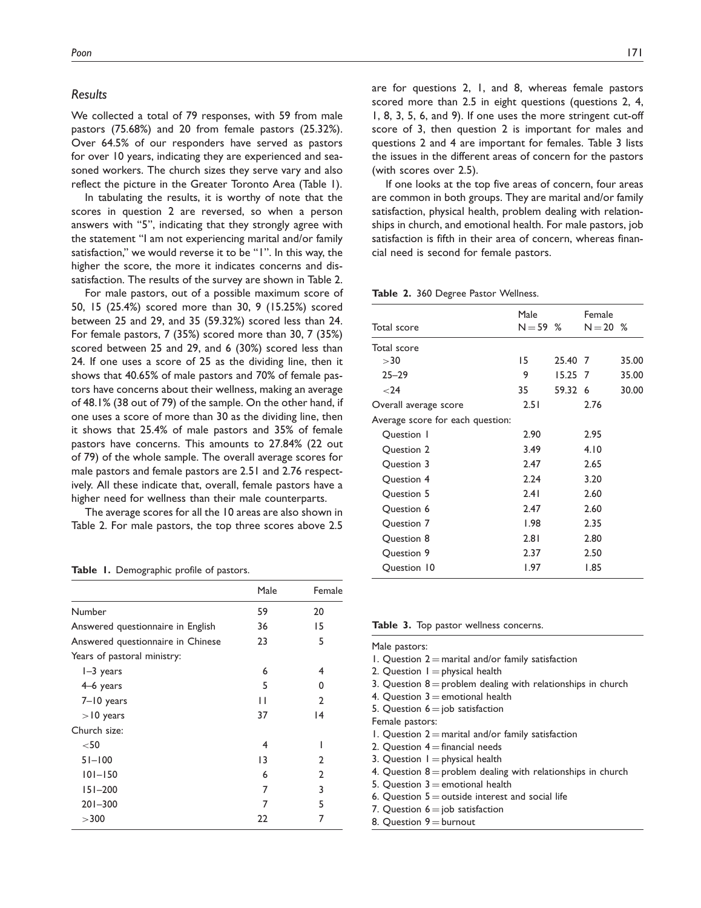## Results

We collected a total of 79 responses, with 59 from male pastors (75.68%) and 20 from female pastors (25.32%). Over 64.5% of our responders have served as pastors for over 10 years, indicating they are experienced and seasoned workers. The church sizes they serve vary and also reflect the picture in the Greater Toronto Area (Table 1).

In tabulating the results, it is worthy of note that the scores in question 2 are reversed, so when a person answers with "5", indicating that they strongly agree with the statement "I am not experiencing marital and/or family satisfaction," we would reverse it to be "1". In this way, the higher the score, the more it indicates concerns and dissatisfaction. The results of the survey are shown in Table 2.

For male pastors, out of a possible maximum score of 50, 15 (25.4%) scored more than 30, 9 (15.25%) scored between 25 and 29, and 35 (59.32%) scored less than 24. For female pastors, 7 (35%) scored more than 30, 7 (35%) scored between 25 and 29, and 6 (30%) scored less than 24. If one uses a score of 25 as the dividing line, then it shows that 40.65% of male pastors and 70% of female pastors have concerns about their wellness, making an average of 48.1% (38 out of 79) of the sample. On the other hand, if one uses a score of more than 30 as the dividing line, then it shows that 25.4% of male pastors and 35% of female pastors have concerns. This amounts to 27.84% (22 out of 79) of the whole sample. The overall average scores for male pastors and female pastors are 2.51 and 2.76 respectively. All these indicate that, overall, female pastors have a higher need for wellness than their male counterparts.

The average scores for all the 10 areas are also shown in Table 2. For male pastors, the top three scores above 2.5 are for questions 2, 1, and 8, whereas female pastors scored more than 2.5 in eight questions (questions 2, 4, 1, 8, 3, 5, 6, and 9). If one uses the more stringent cut-off score of 3, then question 2 is important for males and questions 2 and 4 are important for females. Table 3 lists the issues in the different areas of concern for the pastors (with scores over 2.5).

If one looks at the top five areas of concern, four areas are common in both groups. They are marital and/or family satisfaction, physical health, problem dealing with relationships in church, and emotional health. For male pastors, job satisfaction is fifth in their area of concern, whereas financial need is second for female pastors.

**Table 1.** Demographic profile of pastors.

| | Male | Female |
|---|---|---|
| Number | 59 | 20 |
| Answered questionnaire in English | 36 | 15 |
| Answered questionnaire in Chinese | 23 | 5 |
| Years of pastoral ministry: | | |
| 1–3 years | 6 | 4 |
| 4–6 years | 5 | 0 |
| 7–10 years | 11 | 2 |
| >10 years | 37 | 14 |
| Church size: | | |
| <50 | 4 | 1 |
| 51–100 | 13 | 2 |
| 101–150 | 6 | 2 |
| 151–200 | 7 | 3 |
| 201–300 | 7 | 5 |
| >300 | 22 | 7 |

**Table 2.** 360 Degree Pastor Wellness.

| Total score | Male N = 59 | % | Female N = 20 | % |
|---|---|---|---|---|
| Total score | | | | |
| >30 | 15 | 25.40 | 7 | 35.00 |
| 25–29 | 9 | 15.25 | 7 | 35.00 |
| <24 | 35 | 59.32 | 6 | 30.00 |
| Overall average score | 2.51 | | 2.76 | |
| Average score for each question: | | | | |
| Question 1 | 2.90 | | 2.95 | |
| Question 2 | 3.49 | | 4.10 | |
| Question 3 | 2.47 | | 2.65 | |
| Question 4 | 2.24 | | 3.20 | |
| Question 5 | 2.41 | | 2.60 | |
| Question 6 | 2.47 | | 2.60 | |
| Question 7 | 1.98 | | 2.35 | |
| Question 8 | 2.81 | | 2.80 | |
| Question 9 | 2.37 | | 2.50 | |
| Question 10 | 1.97 | | 1.85 | |

**Table 3.** Top pastor wellness concerns.

Male pastors:
1. Question 2 = marital and/or family satisfaction
2. Question 1 = physical health
3. Question 8 = problem dealing with relationships in church
4. Question 3 = emotional health
5. Question 6 = job satisfaction

Female pastors:
1. Question 2 = marital and/or family satisfaction
2. Question 4 = financial needs
3. Question 1 = physical health
4. Question 8 = problem dealing with relationships in church
5. Question 3 = emotional health
6. Question 5 = outside interest and social life
7. Question 6 = job satisfaction
8. Question 9 = burnout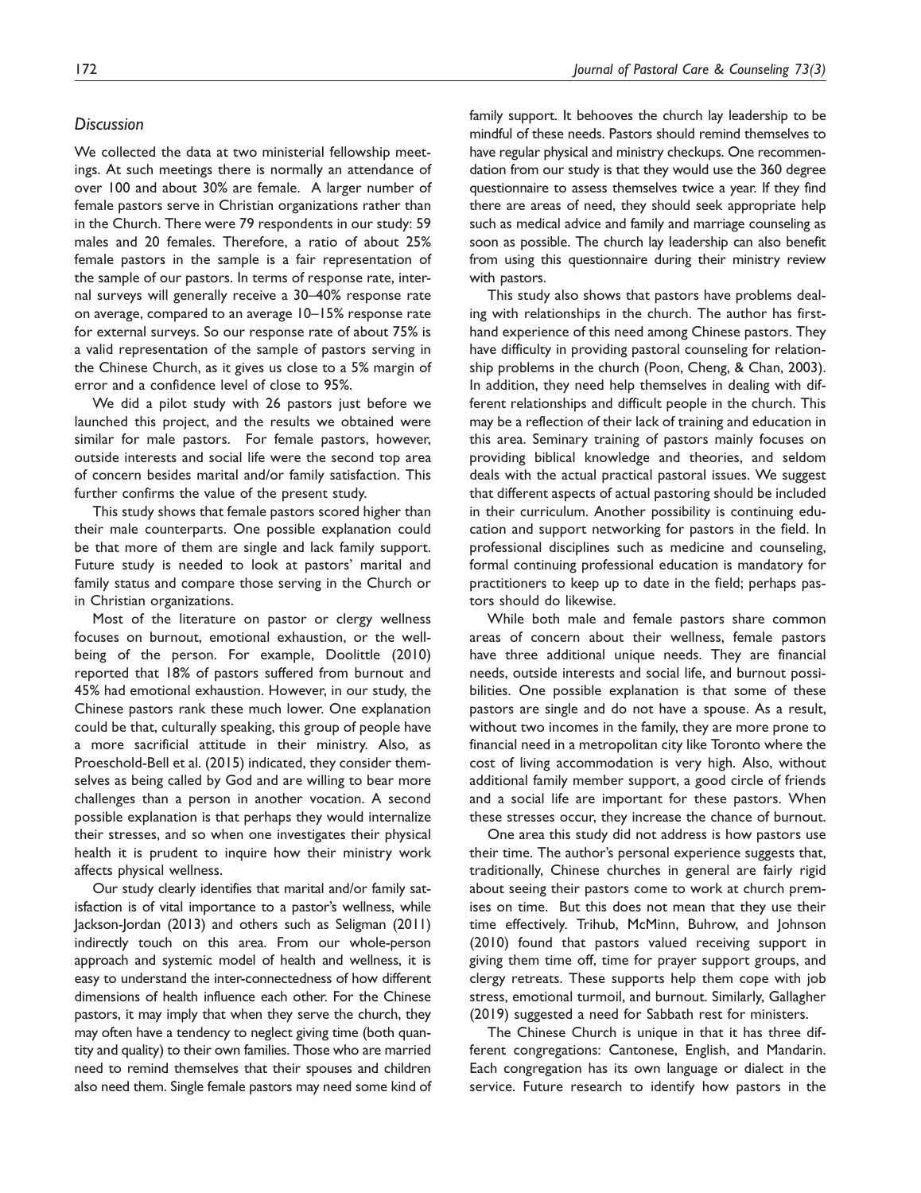### *Discussion*

We collected the data at two ministerial fellowship meetings. At such meetings there is normally an attendance of over 100 and about 30% are female. A larger number of female pastors serve in Christian organizations rather than in the Church. There were 79 respondents in our study: 59 males and 20 females. Therefore, a ratio of about 25% female pastors in the sample is a fair representation of the sample of our pastors. In terms of response rate, internal surveys will generally receive a 30–40% response rate on average, compared to an average 10–15% response rate for external surveys. So our response rate of about 75% is a valid representation of the sample of pastors serving in the Chinese Church, as it gives us close to a 5% margin of error and a confidence level of close to 95%.

We did a pilot study with 26 pastors just before we launched this project, and the results we obtained were similar for male pastors. For female pastors, however, outside interests and social life were the second top area of concern besides marital and/or family satisfaction. This further confirms the value of the present study.

This study shows that female pastors scored higher than their male counterparts. One possible explanation could be that more of them are single and lack family support. Future study is needed to look at pastors' marital and family status and compare those serving in the Church or in Christian organizations.

Most of the literature on pastor or clergy wellness focuses on burnout, emotional exhaustion, or the well-being of the person. For example, Doolittle (2010) reported that 18% of pastors suffered from burnout and 45% had emotional exhaustion. However, in our study, the Chinese pastors rank these much lower. One explanation could be that, culturally speaking, this group of people have a more sacrificial attitude in their ministry. Also, as Proeschold-Bell et al. (2015) indicated, they consider themselves as being called by God and are willing to bear more challenges than a person in another vocation. A second possible explanation is that perhaps they would internalize their stresses, and so when one investigates their physical health it is prudent to inquire how their ministry work affects physical wellness.

Our study clearly identifies that marital and/or family satisfaction is of vital importance to a pastor's wellness, while Jackson-Jordan (2013) and others such as Seligman (2011) indirectly touch on this area. From our whole-person approach and systemic model of health and wellness, it is easy to understand the inter-connectedness of how different dimensions of health influence each other. For the Chinese pastors, it may imply that when they serve the church, they may often have a tendency to neglect giving time (both quantity and quality) to their own families. Those who are married need to remind themselves that their spouses and children also need them. Single female pastors may need some kind of family support. It behooves the church lay leadership to be mindful of these needs. Pastors should remind themselves to have regular physical and ministry checkups. One recommendation from our study is that they would use the 360 degree questionnaire to assess themselves twice a year. If they find there are areas of need, they should seek appropriate help such as medical advice and family and marriage counseling as soon as possible. The church lay leadership can also benefit from using this questionnaire during their ministry review with pastors.

This study also shows that pastors have problems dealing with relationships in the church. The author has first-hand experience of this need among Chinese pastors. They have difficulty in providing pastoral counseling for relationship problems in the church (Poon, Cheng, & Chan, 2003). In addition, they need help themselves in dealing with different relationships and difficult people in the church. This may be a reflection of their lack of training and education in this area. Seminary training of pastors mainly focuses on providing biblical knowledge and theories, and seldom deals with the actual practical pastoral issues. We suggest that different aspects of actual pastoring should be included in their curriculum. Another possibility is continuing education and support networking for pastors in the field. In professional disciplines such as medicine and counseling, formal continuing professional education is mandatory for practitioners to keep up to date in the field; perhaps pastors should do likewise.

While both male and female pastors share common areas of concern about their wellness, female pastors have three additional unique needs. They are financial needs, outside interests and social life, and burnout possibilities. One possible explanation is that some of these pastors are single and do not have a spouse. As a result, without two incomes in the family, they are more prone to financial need in a metropolitan city like Toronto where the cost of living accommodation is very high. Also, without additional family member support, a good circle of friends and a social life are important for these pastors. When these stresses occur, they increase the chance of burnout.

One area this study did not address is how pastors use their time. The author's personal experience suggests that, traditionally, Chinese churches in general are fairly rigid about seeing their pastors come to work at church premises on time. But this does not mean that they use their time effectively. Trihub, McMinn, Buhrow, and Johnson (2010) found that pastors valued receiving support in giving them time off, time for prayer support groups, and clergy retreats. These supports help them cope with job stress, emotional turmoil, and burnout. Similarly, Gallagher (2019) suggested a need for Sabbath rest for ministers.

The Chinese Church is unique in that it has three different congregations: Cantonese, English, and Mandarin. Each congregation has its own language or dialect in the service. Future research to identify how pastors in the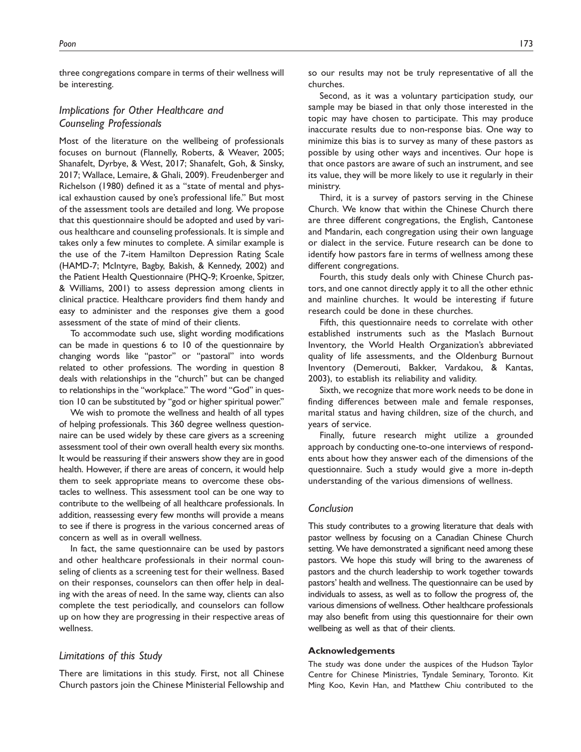three congregations compare in terms of their wellness will be interesting.

### *Implications for Other Healthcare and Counseling Professionals*

Most of the literature on the wellbeing of professionals focuses on burnout (Flannelly, Roberts, & Weaver, 2005; Shanafelt, Dyrbye, & West, 2017; Shanafelt, Goh, & Sinsky, 2017; Wallace, Lemaire, & Ghali, 2009). Freudenberger and Richelson (1980) defined it as a "state of mental and physical exhaustion caused by one's professional life." But most of the assessment tools are detailed and long. We propose that this questionnaire should be adopted and used by various healthcare and counseling professionals. It is simple and takes only a few minutes to complete. A similar example is the use of the 7-item Hamilton Depression Rating Scale (HAMD-7; McIntyre, Bagby, Bakish, & Kennedy, 2002) and the Patient Health Questionnaire (PHQ-9; Kroenke, Spitzer, & Williams, 2001) to assess depression among clients in clinical practice. Healthcare providers find them handy and easy to administer and the responses give them a good assessment of the state of mind of their clients.

To accommodate such use, slight wording modifications can be made in questions 6 to 10 of the questionnaire by changing words like "pastor" or "pastoral" into words related to other professions. The wording in question 8 deals with relationships in the "church" but can be changed to relationships in the "workplace." The word "God" in question 10 can be substituted by "god or higher spiritual power."

We wish to promote the wellness and health of all types of helping professionals. This 360 degree wellness questionnaire can be used widely by these care givers as a screening assessment tool of their own overall health every six months. It would be reassuring if their answers show they are in good health. However, if there are areas of concern, it would help them to seek appropriate means to overcome these obstacles to wellness. This assessment tool can be one way to contribute to the wellbeing of all healthcare professionals. In addition, reassessing every few months will provide a means to see if there is progress in the various concerned areas of concern as well as in overall wellness.

In fact, the same questionnaire can be used by pastors and other healthcare professionals in their normal counseling of clients as a screening test for their wellness. Based on their responses, counselors can then offer help in dealing with the areas of need. In the same way, clients can also complete the test periodically, and counselors can follow up on how they are progressing in their respective areas of wellness.

### *Limitations of this Study*

There are limitations in this study. First, not all Chinese Church pastors join the Chinese Ministerial Fellowship and so our results may not be truly representative of all the churches.

Second, as it was a voluntary participation study, our sample may be biased in that only those interested in the topic may have chosen to participate. This may produce inaccurate results due to non-response bias. One way to minimize this bias is to survey as many of these pastors as possible by using other ways and incentives. Our hope is that once pastors are aware of such an instrument, and see its value, they will be more likely to use it regularly in their ministry.

Third, it is a survey of pastors serving in the Chinese Church. We know that within the Chinese Church there are three different congregations, the English, Cantonese and Mandarin, each congregation using their own language or dialect in the service. Future research can be done to identify how pastors fare in terms of wellness among these different congregations.

Fourth, this study deals only with Chinese Church pastors, and one cannot directly apply it to all the other ethnic and mainline churches. It would be interesting if future research could be done in these churches.

Fifth, this questionnaire needs to correlate with other established instruments such as the Maslach Burnout Inventory, the World Health Organization's abbreviated quality of life assessments, and the Oldenburg Burnout Inventory (Demerouti, Bakker, Vardakou, & Kantas, 2003), to establish its reliability and validity.

Sixth, we recognize that more work needs to be done in finding differences between male and female responses, marital status and having children, size of the church, and years of service.

Finally, future research might utilize a grounded approach by conducting one-to-one interviews of respondents about how they answer each of the dimensions of the questionnaire. Such a study would give a more in-depth understanding of the various dimensions of wellness.

### *Conclusion*

This study contributes to a growing literature that deals with pastor wellness by focusing on a Canadian Chinese Church setting. We have demonstrated a significant need among these pastors. We hope this study will bring to the awareness of pastors and the church leadership to work together towards pastors' health and wellness. The questionnaire can be used by individuals to assess, as well as to follow the progress of, the various dimensions of wellness. Other healthcare professionals may also benefit from using this questionnaire for their own wellbeing as well as that of their clients.

#### **Acknowledgements**

The study was done under the auspices of the Hudson Taylor Centre for Chinese Ministries, Tyndale Seminary, Toronto. Kit Ming Koo, Kevin Han, and Matthew Chiu contributed to the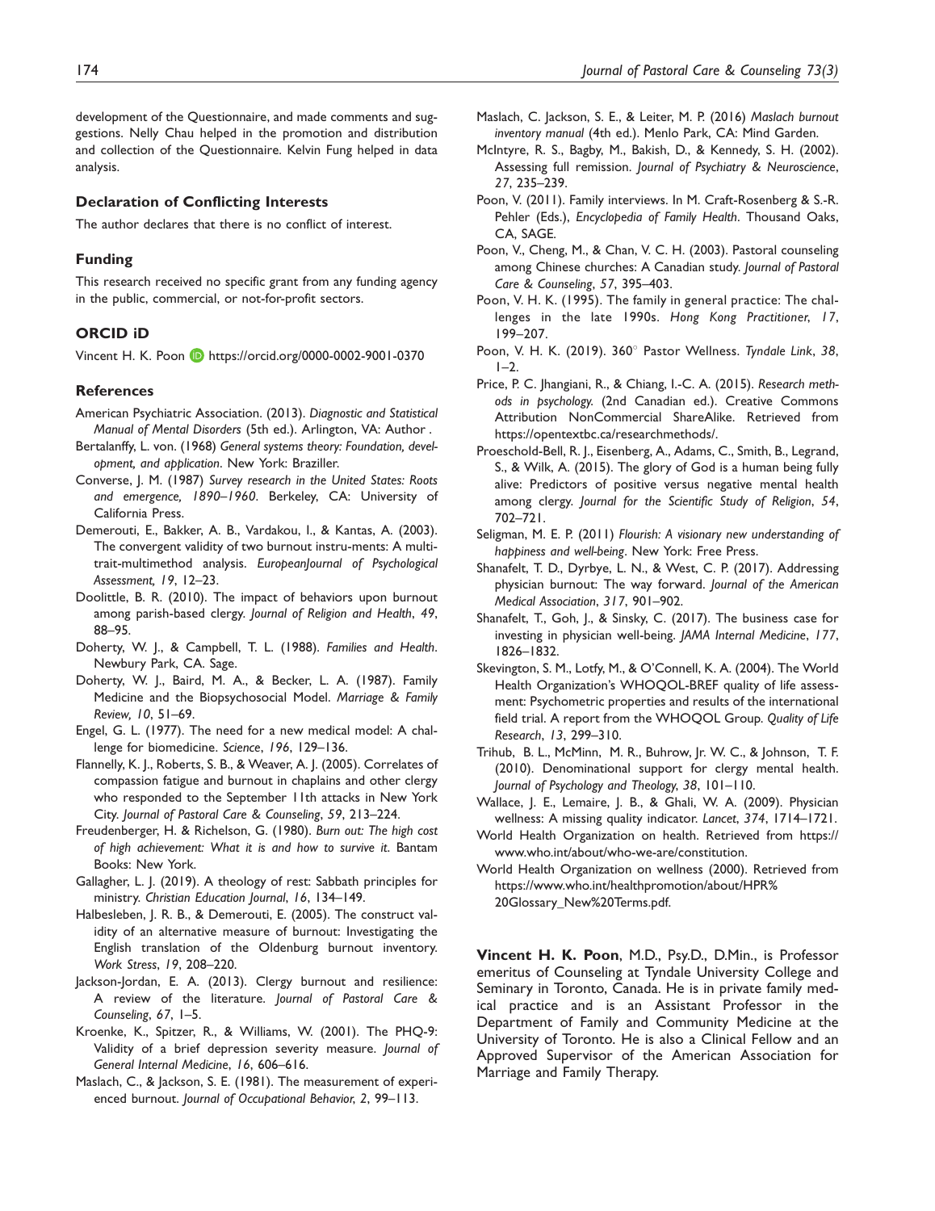development of the Questionnaire, and made comments and suggestions. Nelly Chau helped in the promotion and distribution and collection of the Questionnaire. Kelvin Fung helped in data analysis.

## Declaration of Conflicting Interests

The author declares that there is no conflict of interest.

## Funding

This research received no specific grant from any funding agency in the public, commercial, or not-for-profit sectors.

## ORCID iD

Vincent H. K. Poon https://orcid.org/0000-0002-9001-0370

## References

American Psychiatric Association. (2013). *Diagnostic and Statistical Manual of Mental Disorders* (5th ed.). Arlington, VA: Author .

Bertalanffy, L. von. (1968) *General systems theory: Foundation, development, and application*. New York: Braziller.

Converse, J. M. (1987) *Survey research in the United States: Roots and emergence, 1890–1960*. Berkeley, CA: University of California Press.

Demerouti, E., Bakker, A. B., Vardakou, I., & Kantas, A. (2003). The convergent validity of two burnout instru-ments: A multitrait-multimethod analysis. *EuropeanJournal of Psychological Assessment, 19*, 12–23.

Doolittle, B. R. (2010). The impact of behaviors upon burnout among parish-based clergy. *Journal of Religion and Health*, *49*, 88–95.

Doherty, W. J., & Campbell, T. L. (1988). *Families and Health*. Newbury Park, CA. Sage.

Doherty, W. J., Baird, M. A., & Becker, L. A. (1987). Family Medicine and the Biopsychosocial Model. *Marriage & Family Review, 10*, 51–69.

Engel, G. L. (1977). The need for a new medical model: A challenge for biomedicine. *Science*, *196*, 129–136.

Flannelly, K. J., Roberts, S. B., & Weaver, A. J. (2005). Correlates of compassion fatigue and burnout in chaplains and other clergy who responded to the September 11th attacks in New York City. *Journal of Pastoral Care & Counseling*, *59*, 213–224.

Freudenberger, H. & Richelson, G. (1980). *Burn out: The high cost of high achievement: What it is and how to survive it*. Bantam Books: New York.

Gallagher, L. J. (2019). A theology of rest: Sabbath principles for ministry. *Christian Education Journal*, *16*, 134–149.

Halbesleben, J. R. B., & Demerouti, E. (2005). The construct validity of an alternative measure of burnout: Investigating the English translation of the Oldenburg burnout inventory. *Work Stress*, *19*, 208–220.

Jackson-Jordan, E. A. (2013). Clergy burnout and resilience: A review of the literature. *Journal of Pastoral Care & Counseling*, *67*, 1–5.

Kroenke, K., Spitzer, R., & Williams, W. (2001). The PHQ-9: Validity of a brief depression severity measure. *Journal of General Internal Medicine*, *16*, 606–616.

Maslach, C., & Jackson, S. E. (1981). The measurement of experienced burnout. *Journal of Occupational Behavior, 2*, 99–113.

Maslach, C. Jackson, S. E., & Leiter, M. P. (2016) *Maslach burnout inventory manual* (4th ed.). Menlo Park, CA: Mind Garden.

McIntyre, R. S., Bagby, M., Bakish, D., & Kennedy, S. H. (2002). Assessing full remission. *Journal of Psychiatry & Neuroscience*, *27*, 235–239.

Poon, V. (2011). Family interviews. In M. Craft-Rosenberg & S.-R. Pehler (Eds.), *Encyclopedia of Family Health*. Thousand Oaks, CA, SAGE.

Poon, V., Cheng, M., & Chan, V. C. H. (2003). Pastoral counseling among Chinese churches: A Canadian study. *Journal of Pastoral Care & Counseling*, *57*, 395–403.

Poon, V. H. K. (1995). The family in general practice: The challenges in the late 1990s. *Hong Kong Practitioner*, *17*, 199–207.

Poon, V. H. K. (2019). 360° Pastor Wellness. *Tyndale Link*, *38*, 1–2.

Price, P. C. Jhangiani, R., & Chiang, I.-C. A. (2015). *Research methods in psychology*. (2nd Canadian ed.). Creative Commons Attribution NonCommercial ShareAlike. Retrieved from https://opentextbc.ca/researchmethods/.

Proeschold-Bell, R. J., Eisenberg, A., Adams, C., Smith, B., Legrand, S., & Wilk, A. (2015). The glory of God is a human being fully alive: Predictors of positive versus negative mental health among clergy. *Journal for the Scientific Study of Religion*, *54*, 702–721.

Seligman, M. E. P. (2011) *Flourish: A visionary new understanding of happiness and well-being*. New York: Free Press.

Shanafelt, T. D., Dyrbye, L. N., & West, C. P. (2017). Addressing physician burnout: The way forward. *Journal of the American Medical Association*, *317*, 901–902.

Shanafelt, T., Goh, J., & Sinsky, C. (2017). The business case for investing in physician well-being. *JAMA Internal Medicine*, *177*, 1826–1832.

Skevington, S. M., Lotfy, M., & O'Connell, K. A. (2004). The World Health Organization's WHOQOL-BREF quality of life assessment: Psychometric properties and results of the international field trial. A report from the WHOQOL Group. *Quality of Life Research*, *13*, 299–310.

Trihub, B. L., McMinn, M. R., Buhrow, Jr. W. C., & Johnson, T. F. (2010). Denominational support for clergy mental health. *Journal of Psychology and Theology*, *38*, 101–110.

Wallace, J. E., Lemaire, J. B., & Ghali, W. A. (2009). Physician wellness: A missing quality indicator. *Lancet*, *374*, 1714–1721.

World Health Organization on health. Retrieved from https://www.who.int/about/who-we-are/constitution.

World Health Organization on wellness (2000). Retrieved from https://www.who.int/healthpromotion/about/HPR%20Glossary_New%20Terms.pdf.

**Vincent H. K. Poon**, M.D., Psy.D., D.Min., is Professor emeritus of Counseling at Tyndale University College and Seminary in Toronto, Canada. He is in private family medical practice and is an Assistant Professor in the Department of Family and Community Medicine at the University of Toronto. He is also a Clinical Fellow and an Approved Supervisor of the American Association for Marriage and Family Therapy.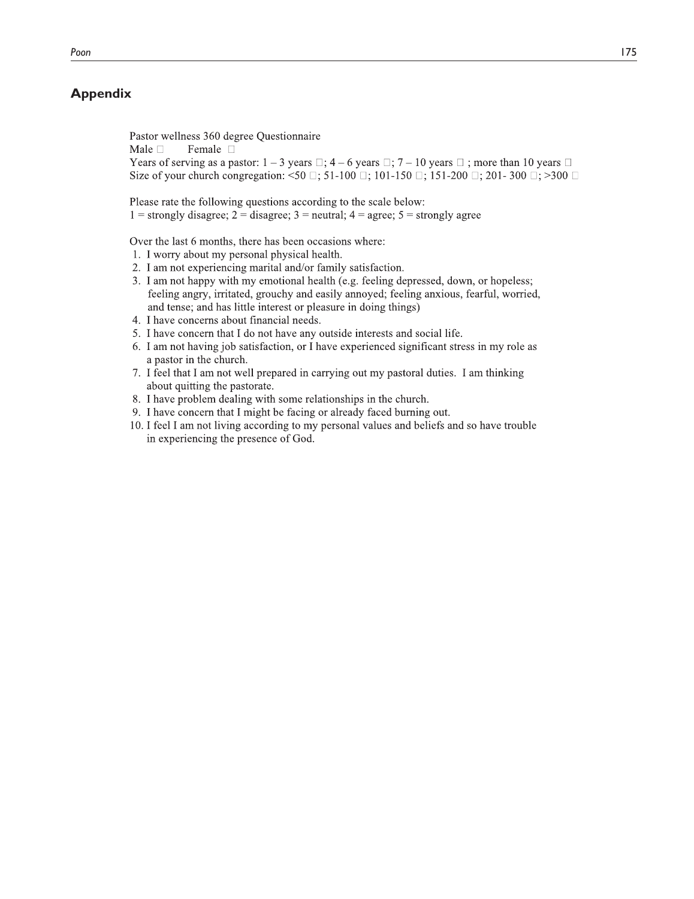## Appendix

Pastor wellness 360 degree Questionnaire

Male □ Female □

Years of serving as a pastor: 1 – 3 years □; 4 – 6 years □; 7 – 10 years □ ; more than 10 years □

Size of your church congregation: <50 □; 51-100 □; 101-150 □; 151-200 □; 201- 300 □; >300 □

Please rate the following questions according to the scale below:

1 = strongly disagree; 2 = disagree; 3 = neutral; 4 = agree; 5 = strongly agree

Over the last 6 months, there has been occasions where:

1. I worry about my personal physical health.
2. I am not experiencing marital and/or family satisfaction.
3. I am not happy with my emotional health (e.g. feeling depressed, down, or hopeless; feeling angry, irritated, grouchy and easily annoyed; feeling anxious, fearful, worried, and tense; and has little interest or pleasure in doing things)
4. I have concerns about financial needs.
5. I have concern that I do not have any outside interests and social life.
6. I am not having job satisfaction, or I have experienced significant stress in my role as a pastor in the church.
7. I feel that I am not well prepared in carrying out my pastoral duties. I am thinking about quitting the pastorate.
8. I have problem dealing with some relationships in the church.
9. I have concern that I might be facing or already faced burning out.
10. I feel I am not living according to my personal values and beliefs and so have trouble in experiencing the presence of God.